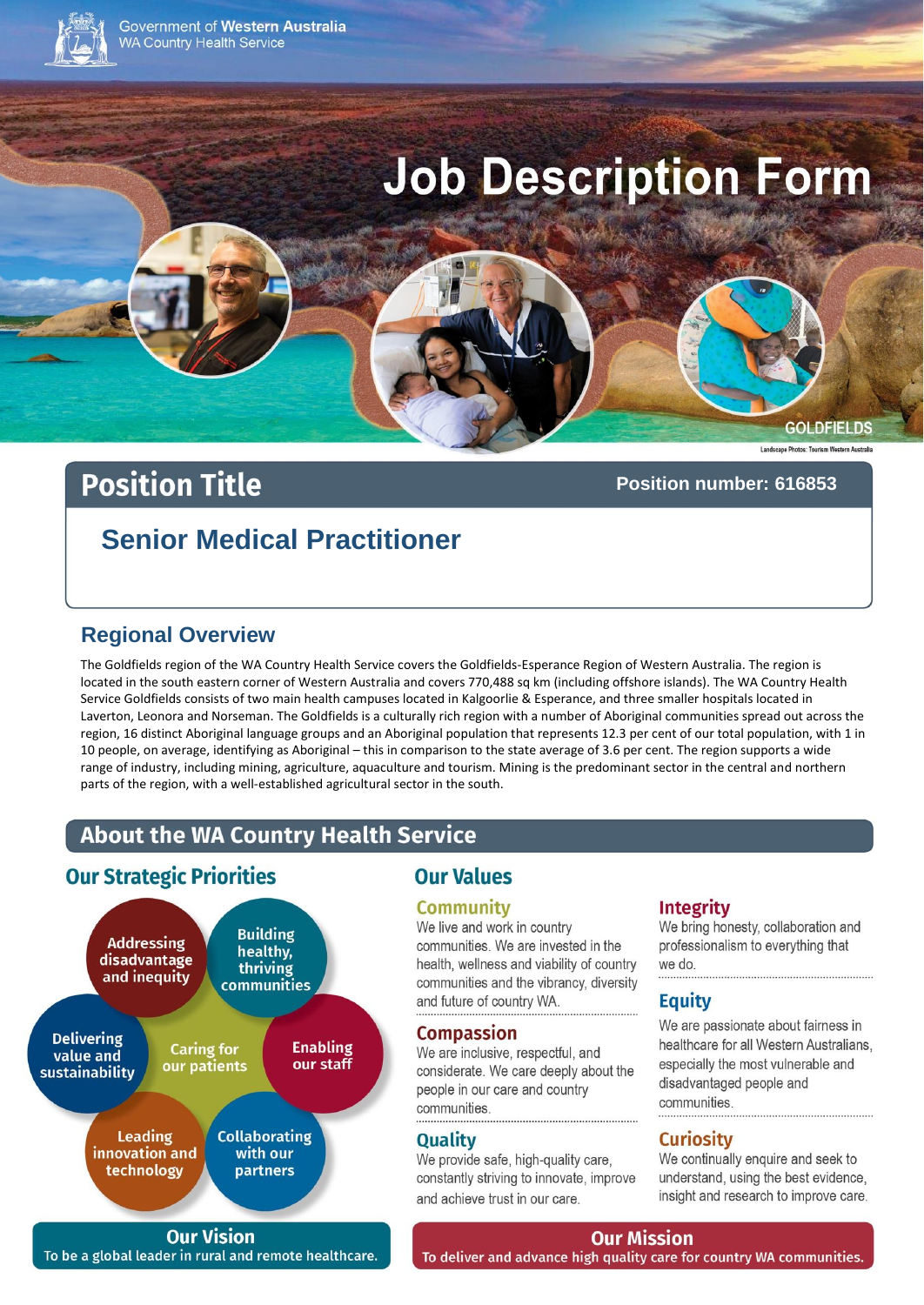Government of Western Australia
WA Country Health Service

# Job Description Form

GOLDFIELDS

Landscape Photos: Tourism Western Australia

## Position Title

**Position number: 616853**

### Senior Medical Practitioner

## Regional Overview

The Goldfields region of the WA Country Health Service covers the Goldfields-Esperance Region of Western Australia. The region is located in the south eastern corner of Western Australia and covers 770,488 sq km (including offshore islands). The WA Country Health Service Goldfields consists of two main health campuses located in Kalgoorlie & Esperance, and three smaller hospitals located in Laverton, Leonora and Norseman. The Goldfields is a culturally rich region with a number of Aboriginal communities spread out across the region, 16 distinct Aboriginal language groups and an Aboriginal population that represents 12.3 per cent of our total population, with 1 in 10 people, on average, identifying as Aboriginal – this in comparison to the state average of 3.6 per cent. The region supports a wide range of industry, including mining, agriculture, aquaculture and tourism. Mining is the predominant sector in the central and northern parts of the region, with a well-established agricultural sector in the south.

## About the WA Country Health Service

### Our Strategic Priorities

- Addressing disadvantage and inequity
- Building healthy, thriving communities
- Enabling our staff
- Collaborating with our partners
- Leading innovation and technology
- Delivering value and sustainability
- Caring for our patients

### Our Values

**Community**
We live and work in country communities. We are invested in the health, wellness and viability of country communities and the vibrancy, diversity and future of country WA.

**Compassion**
We are inclusive, respectful, and considerate. We care deeply about the people in our care and country communities.

**Quality**
We provide safe, high-quality care, constantly striving to innovate, improve and achieve trust in our care.

**Integrity**
We bring honesty, collaboration and professionalism to everything that we do.

**Equity**
We are passionate about fairness in healthcare for all Western Australians, especially the most vulnerable and disadvantaged people and communities.

**Curiosity**
We continually enquire and seek to understand, using the best evidence, insight and research to improve care.

**Our Vision**
To be a global leader in rural and remote healthcare.

**Our Mission**
To deliver and advance high quality care for country WA communities.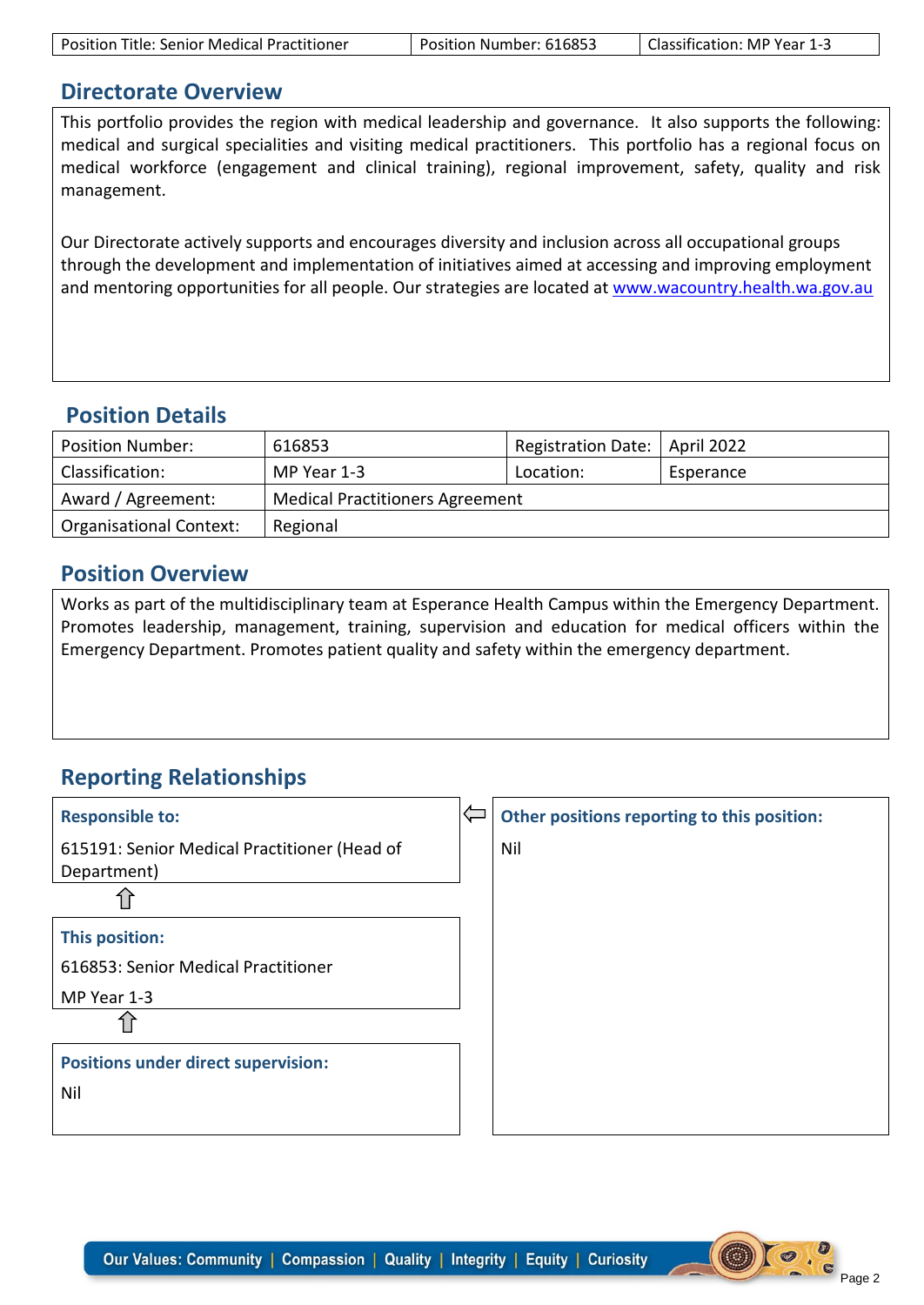| Position Title: Senior Medical Practitioner | Position Number: 616853 | Classification: MP Year 1-3 |
|---|---|---|

## Directorate Overview

This portfolio provides the region with medical leadership and governance. It also supports the following: medical and surgical specialities and visiting medical practitioners. This portfolio has a regional focus on medical workforce (engagement and clinical training), regional improvement, safety, quality and risk management.

Our Directorate actively supports and encourages diversity and inclusion across all occupational groups through the development and implementation of initiatives aimed at accessing and improving employment and mentoring opportunities for all people. Our strategies are located at www.wacountry.health.wa.gov.au

## Position Details

| Position Number: | 616853 | Registration Date: | April 2022 |
|---|---|---|---|
| Classification: | MP Year 1-3 | Location: | Esperance |
| Award / Agreement: | Medical Practitioners Agreement | | |
| Organisational Context: | Regional | | |

## Position Overview

Works as part of the multidisciplinary team at Esperance Health Campus within the Emergency Department. Promotes leadership, management, training, supervision and education for medical officers within the Emergency Department. Promotes patient quality and safety within the emergency department.

## Reporting Relationships

**Responsible to:**

615191: Senior Medical Practitioner (Head of Department)

**This position:**

616853: Senior Medical Practitioner

MP Year 1-3

**Positions under direct supervision:**

Nil

**Other positions reporting to this position:**

Nil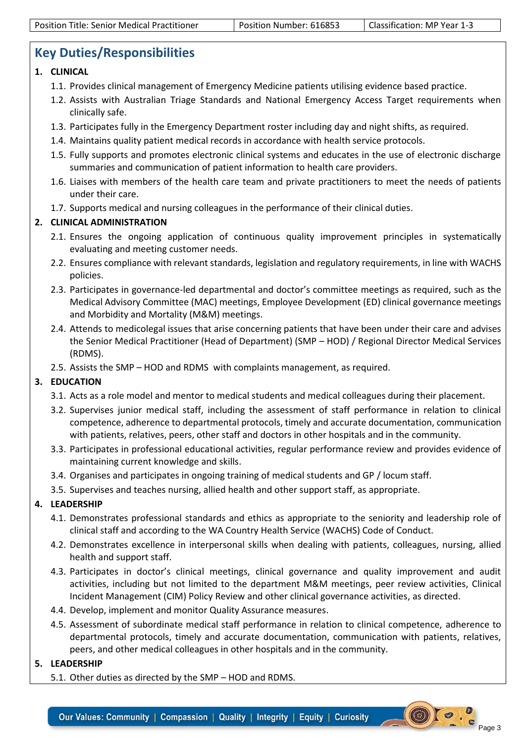| Position Title: Senior Medical Practitioner | Position Number: 616853 | Classification: MP Year 1-3 |
| --- | --- | --- |

## Key Duties/Responsibilities

**1. CLINICAL**

1.1. Provides clinical management of Emergency Medicine patients utilising evidence based practice.

1.2. Assists with Australian Triage Standards and National Emergency Access Target requirements when clinically safe.

1.3. Participates fully in the Emergency Department roster including day and night shifts, as required.

1.4. Maintains quality patient medical records in accordance with health service protocols.

1.5. Fully supports and promotes electronic clinical systems and educates in the use of electronic discharge summaries and communication of patient information to health care providers.

1.6. Liaises with members of the health care team and private practitioners to meet the needs of patients under their care.

1.7. Supports medical and nursing colleagues in the performance of their clinical duties.

**2. CLINICAL ADMINISTRATION**

2.1. Ensures the ongoing application of continuous quality improvement principles in systematically evaluating and meeting customer needs.

2.2. Ensures compliance with relevant standards, legislation and regulatory requirements, in line with WACHS policies.

2.3. Participates in governance-led departmental and doctor's committee meetings as required, such as the Medical Advisory Committee (MAC) meetings, Employee Development (ED) clinical governance meetings and Morbidity and Mortality (M&M) meetings.

2.4. Attends to medicolegal issues that arise concerning patients that have been under their care and advises the Senior Medical Practitioner (Head of Department) (SMP – HOD) / Regional Director Medical Services (RDMS).

2.5. Assists the SMP – HOD and RDMS with complaints management, as required.

**3. EDUCATION**

3.1. Acts as a role model and mentor to medical students and medical colleagues during their placement.

3.2. Supervises junior medical staff, including the assessment of staff performance in relation to clinical competence, adherence to departmental protocols, timely and accurate documentation, communication with patients, relatives, peers, other staff and doctors in other hospitals and in the community.

3.3. Participates in professional educational activities, regular performance review and provides evidence of maintaining current knowledge and skills.

3.4. Organises and participates in ongoing training of medical students and GP / locum staff.

3.5. Supervises and teaches nursing, allied health and other support staff, as appropriate.

**4. LEADERSHIP**

4.1. Demonstrates professional standards and ethics as appropriate to the seniority and leadership role of clinical staff and according to the WA Country Health Service (WACHS) Code of Conduct.

4.2. Demonstrates excellence in interpersonal skills when dealing with patients, colleagues, nursing, allied health and support staff.

4.3. Participates in doctor's clinical meetings, clinical governance and quality improvement and audit activities, including but not limited to the department M&M meetings, peer review activities, Clinical Incident Management (CIM) Policy Review and other clinical governance activities, as directed.

4.4. Develop, implement and monitor Quality Assurance measures.

4.5. Assessment of subordinate medical staff performance in relation to clinical competence, adherence to departmental protocols, timely and accurate documentation, communication with patients, relatives, peers, and other medical colleagues in other hospitals and in the community.

**5. LEADERSHIP**

5.1. Other duties as directed by the SMP – HOD and RDMS.

Our Values: Community | Compassion | Quality | Integrity | Equity | Curiosity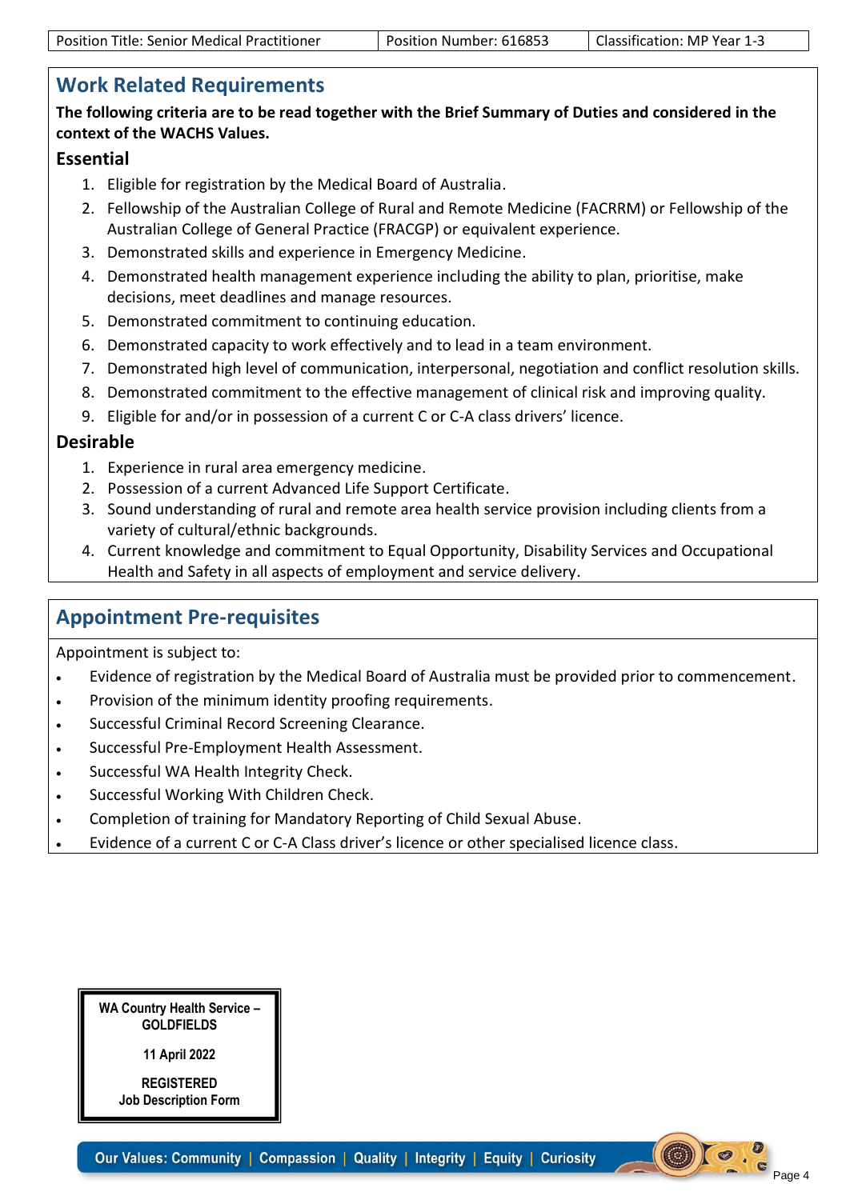## Work Related Requirements

**The following criteria are to be read together with the Brief Summary of Duties and considered in the context of the WACHS Values.**

### Essential

1. Eligible for registration by the Medical Board of Australia.
2. Fellowship of the Australian College of Rural and Remote Medicine (FACRRM) or Fellowship of the Australian College of General Practice (FRACGP) or equivalent experience.
3. Demonstrated skills and experience in Emergency Medicine.
4. Demonstrated health management experience including the ability to plan, prioritise, make decisions, meet deadlines and manage resources.
5. Demonstrated commitment to continuing education.
6. Demonstrated capacity to work effectively and to lead in a team environment.
7. Demonstrated high level of communication, interpersonal, negotiation and conflict resolution skills.
8. Demonstrated commitment to the effective management of clinical risk and improving quality.
9. Eligible for and/or in possession of a current C or C-A class drivers' licence.

### Desirable

1. Experience in rural area emergency medicine.
2. Possession of a current Advanced Life Support Certificate.
3. Sound understanding of rural and remote area health service provision including clients from a variety of cultural/ethnic backgrounds.
4. Current knowledge and commitment to Equal Opportunity, Disability Services and Occupational Health and Safety in all aspects of employment and service delivery.

## Appointment Pre-requisites

Appointment is subject to:

- Evidence of registration by the Medical Board of Australia must be provided prior to commencement.
- Provision of the minimum identity proofing requirements.
- Successful Criminal Record Screening Clearance.
- Successful Pre-Employment Health Assessment.
- Successful WA Health Integrity Check.
- Successful Working With Children Check.
- Completion of training for Mandatory Reporting of Child Sexual Abuse.
- Evidence of a current C or C-A Class driver's licence or other specialised licence class.

WA Country Health Service – GOLDFIELDS

11 April 2022

REGISTERED
Job Description Form